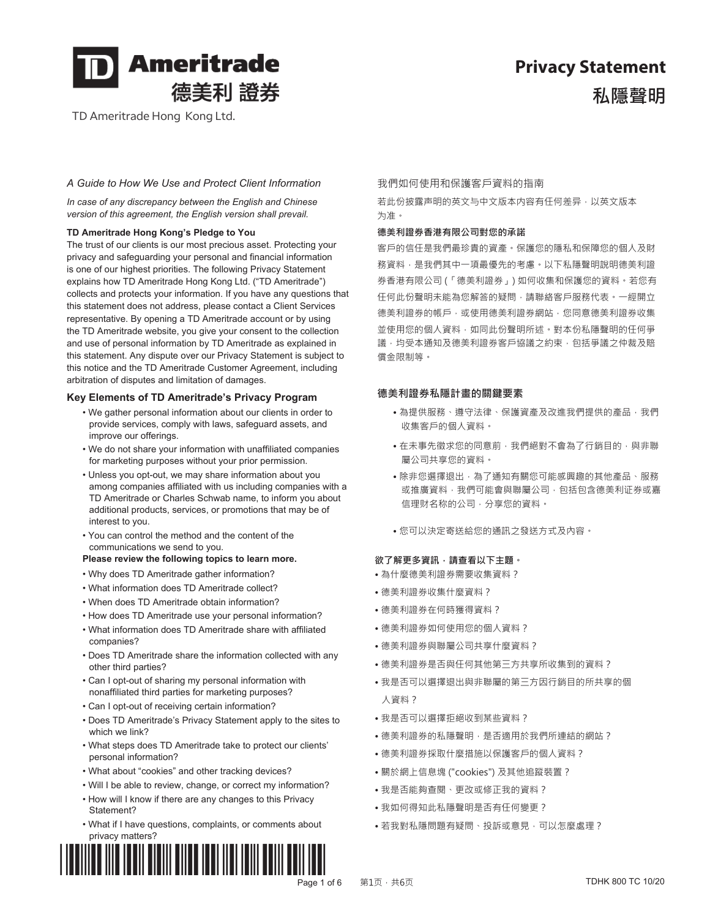# TD Ameritrade 德美利 證券

TD Ameritrade Hong Kong Ltd.

# Privacy Statement
# 私隱聲明

*A Guide to How We Use and Protect Client Information*

*In case of any discrepancy between the English and Chinese version of this agreement, the English version shall prevail.*

**TD Ameritrade Hong Kong's Pledge to You**

The trust of our clients is our most precious asset. Protecting your privacy and safeguarding your personal and financial information is one of our highest priorities. The following Privacy Statement explains how TD Ameritrade Hong Kong Ltd. ("TD Ameritrade") collects and protects your information. If you have any questions that this statement does not address, please contact a Client Services representative. By opening a TD Ameritrade account or by using the TD Ameritrade website, you give your consent to the collection and use of personal information by TD Ameritrade as explained in this statement. Any dispute over our Privacy Statement is subject to this notice and the TD Ameritrade Customer Agreement, including arbitration of disputes and limitation of damages.

## Key Elements of TD Ameritrade's Privacy Program

- We gather personal information about our clients in order to provide services, comply with laws, safeguard assets, and improve our offerings.
- We do not share your information with unaffiliated companies for marketing purposes without your prior permission.
- Unless you opt-out, we may share information about you among companies affiliated with us including companies with a TD Ameritrade or Charles Schwab name, to inform you about additional products, services, or promotions that may be of interest to you.
- You can control the method and the content of the communications we send to you.

**Please review the following topics to learn more.**

- Why does TD Ameritrade gather information?
- What information does TD Ameritrade collect?
- When does TD Ameritrade obtain information?
- How does TD Ameritrade use your personal information?
- What information does TD Ameritrade share with affiliated companies?
- Does TD Ameritrade share the information collected with any other third parties?
- Can I opt-out of sharing my personal information with nonaffiliated third parties for marketing purposes?
- Can I opt-out of receiving certain information?
- Does TD Ameritrade's Privacy Statement apply to the sites to which we link?
- What steps does TD Ameritrade take to protect our clients' personal information?
- What about "cookies" and other tracking devices?
- Will I be able to review, change, or correct my information?
- How will I know if there are any changes to this Privacy Statement?
- What if I have questions, complaints, or comments about privacy matters?

我們如何使用和保護客戶資料的指南

若此份披露声明的英文与中文版本内容有任何差异，以英文版本为准。

**德美利證券香港有限公司對您的承諾**

客戶的信任是我們最珍貴的資產。保護您的隱私和保障您的個人及財務資料，是我們其中一項最優先的考慮。以下私隱聲明說明德美利證券香港有限公司 (「德美利證券」) 如何收集和保護您的資料。若您有任何此份聲明未能為您解答的疑問，請聯絡客戶服務代表。一經開立德美利證券的帳戶，或使用德美利證券網站，您同意德美利證券收集並使用您的個人資料，如同此份聲明所述。對本份私隱聲明的任何爭議，均受本通知及德美利證券客戶協議之約束，包括爭議之仲裁及賠償金限制等。

**德美利證券私隱計畫的關鍵要素**

- 為提供服務、遵守法律、保護資產及改進我們提供的產品，我們收集客戶的個人資料。
- 在未事先徵求您的同意前，我們絕對不會為了行銷目的，與非聯屬公司共享您的資料。
- 除非您選擇退出，為了通知有關您可能感興趣的其他產品、服務或推廣資料，我們可能會與聯屬公司，包括包含德美利证券或嘉信理财名称的公司，分享您的資料。
- 您可以決定寄送給您的通訊之發送方式及內容。

**欲了解更多資訊，請查看以下主題。**

- 為什麼德美利證券需要收集資料？
- 德美利證券收集什麼資料？
- 德美利證券在何時獲得資料？
- 德美利證券如何使用您的個人資料？
- 德美利證券與聯屬公司共享什麼資料？
- 德美利證券是否與任何其他第三方共享所收集到的資料？
- 我是否可以選擇退出與非聯屬的第三方因行銷目的所共享的個人資料？
- 我是否可以選擇拒絕收到某些資料？
- 德美利證券的私隱聲明，是否適用於我們所連結的網站？
- 德美利證券採取什麼措施以保護客戶的個人資料？
- 關於網上信息塊 ("cookies") 及其他追蹤裝置？
- 我是否能夠查閱、更改或修正我的資料？
- 我如何得知此私隱聲明是否有任何變更？
- 若我對私隱問題有疑問、投訴或意見，可以怎麼處理？

TDHK 800 TC 10/20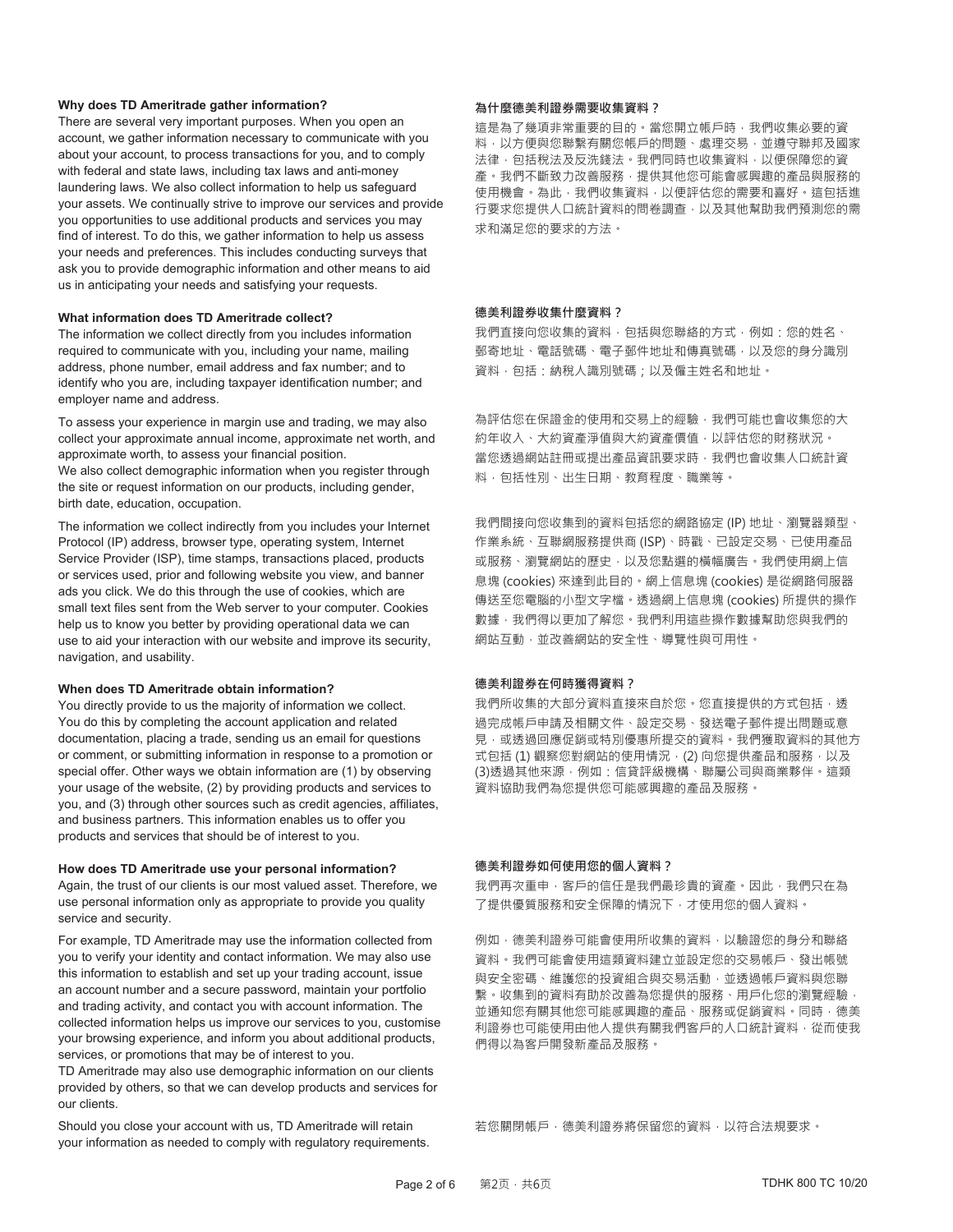**Why does TD Ameritrade gather information?**

There are several very important purposes. When you open an account, we gather information necessary to communicate with you about your account, to process transactions for you, and to comply with federal and state laws, including tax laws and anti-money laundering laws. We also collect information to help us safeguard your assets. We continually strive to improve our services and provide you opportunities to use additional products and services you may find of interest. To do this, we gather information to help us assess your needs and preferences. This includes conducting surveys that ask you to provide demographic information and other means to aid us in anticipating your needs and satisfying your requests.

**What information does TD Ameritrade collect?**

The information we collect directly from you includes information required to communicate with you, including your name, mailing address, phone number, email address and fax number; and to identify who you are, including taxpayer identification number; and employer name and address.

To assess your experience in margin use and trading, we may also collect your approximate annual income, approximate net worth, and approximate worth, to assess your financial position.
We also collect demographic information when you register through the site or request information on our products, including gender, birth date, education, occupation.

The information we collect indirectly from you includes your Internet Protocol (IP) address, browser type, operating system, Internet Service Provider (ISP), time stamps, transactions placed, products or services used, prior and following website you view, and banner ads you click. We do this through the use of cookies, which are small text files sent from the Web server to your computer. Cookies help us to know you better by providing operational data we can use to aid your interaction with our website and improve its security, navigation, and usability.

**When does TD Ameritrade obtain information?**

You directly provide to us the majority of information we collect. You do this by completing the account application and related documentation, placing a trade, sending us an email for questions or comment, or submitting information in response to a promotion or special offer. Other ways we obtain information are (1) by observing your usage of the website, (2) by providing products and services to you, and (3) through other sources such as credit agencies, affiliates, and business partners. This information enables us to offer you products and services that should be of interest to you.

**How does TD Ameritrade use your personal information?**

Again, the trust of our clients is our most valued asset. Therefore, we use personal information only as appropriate to provide you quality service and security.

For example, TD Ameritrade may use the information collected from you to verify your identity and contact information. We may also use this information to establish and set up your trading account, issue an account number and a secure password, maintain your portfolio and trading activity, and contact you with account information. The collected information helps us improve our services to you, customise your browsing experience, and inform you about additional products, services, or promotions that may be of interest to you.
TD Ameritrade may also use demographic information on our clients provided by others, so that we can develop products and services for our clients.

Should you close your account with us, TD Ameritrade will retain your information as needed to comply with regulatory requirements.

**為什麼德美利證券需要收集資料？**

這是為了幾項非常重要的目的。當您開立帳戶時，我們收集必要的資料，以方便與您聯繫有關您帳戶的問題、處理交易，並遵守聯邦及國家法律，包括稅法及反洗錢法。我們同時也收集資料，以便保障您的資產。我們不斷致力改善服務，提供其他您可能會感興趣的產品與服務的使用機會。為此，我們收集資料，以便評估您的需要和喜好。這包括進行要求您提供人口統計資料的問卷調查，以及其他幫助我們預測您的需求和滿足您的要求的方法。

**德美利證券收集什麼資料？**

我們直接向您收集的資料，包括與您聯絡的方式，例如：您的姓名、郵寄地址、電話號碼、電子郵件地址和傳真號碼，以及您的身分識別資料，包括：納稅人識別號碼；以及僱主姓名和地址。

為評估您在保證金的使用和交易上的經驗，我們可能也會收集您的大約年收入、大約資產淨值與大約資產價值，以評估您的財務狀況。
當您透過網站註冊或提出產品資訊要求時，我們也會收集人口統計資料，包括性別、出生日期、教育程度、職業等。

我們間接向您收集到的資料包括您的網路協定 (IP) 地址、瀏覽器類型、作業系統、互聯網服務提供商 (ISP)、時戳、已設定交易、已使用產品或服務、瀏覽網站的歷史，以及您點選的橫幅廣告。我們使用網上信息塊 (cookies) 來達到此目的。網上信息塊 (cookies) 是從網路伺服器傳送至您電腦的小型文字檔。透過網上信息塊 (cookies) 所提供的操作數據，我們得以更加了解您。我們利用這些操作數據幫助您與我們的網站互動，並改善網站的安全性、導覽性與可用性。

**德美利證券在何時獲得資料？**

我們所收集的大部分資料直接來自於您。您直接提供的方式包括，透過完成帳戶申請及相關文件、設定交易、發送電子郵件提出問題或意見，或透過回應促銷或特別優惠所提交的資料。我們獲取資料的其他方式包括 (1) 觀察您對網站的使用情況，(2) 向您提供產品和服務，以及 (3)透過其他來源，例如：信貸評級機構、聯屬公司與商業夥伴。這類資料協助我們為您提供您可能感興趣的產品及服務。

**德美利證券如何使用您的個人資料？**

我們再次重申，客戶的信任是我們最珍貴的資產。因此，我們只在為了提供優質服務和安全保障的情況下，才使用您的個人資料。

例如，德美利證券可能會使用所收集的資料，以驗證您的身分和聯絡資料。我們可能會使用這類資料建立並設定您的交易帳戶、發出帳號與安全密碼、維護您的投資組合與交易活動，並透過帳戶資料與您聯繫。收集到的資料有助於改善為您提供的服務、用戶化您的瀏覽經驗，並通知您有關其他您可能感興趣的產品、服務或促銷資料。同時，德美利證券也可能使用由他人提供有關我們客戶的人口統計資料，從而使我們得以為客戶開發新產品及服務。

若您關閉帳戶，德美利證券將保留您的資料，以符合法規要求。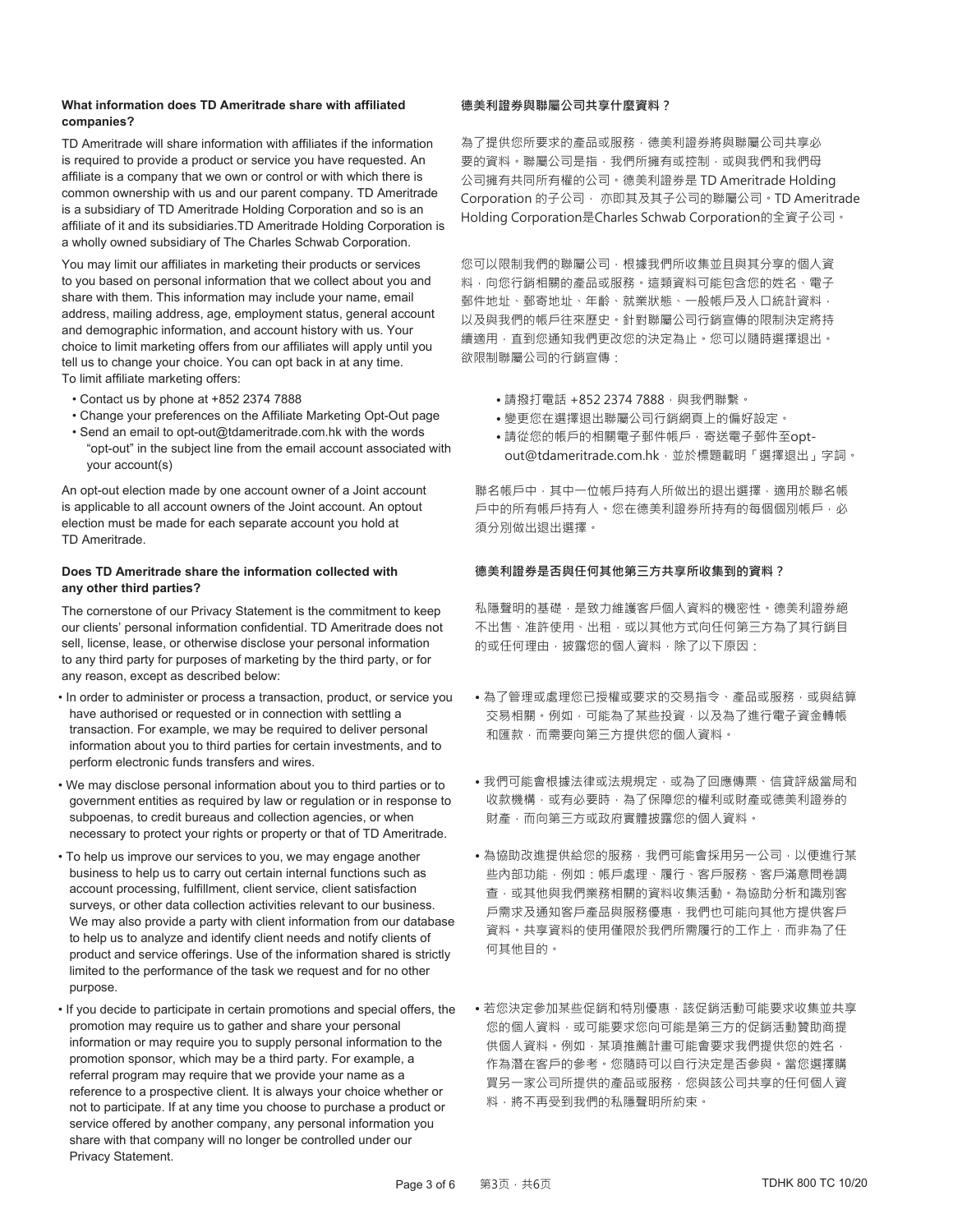### What information does TD Ameritrade share with affiliated companies?

TD Ameritrade will share information with affiliates if the information is required to provide a product or service you have requested. An affiliate is a company that we own or control or with which there is common ownership with us and our parent company. TD Ameritrade is a subsidiary of TD Ameritrade Holding Corporation and so is an affiliate of it and its subsidiaries.TD Ameritrade Holding Corporation is a wholly owned subsidiary of The Charles Schwab Corporation.

You may limit our affiliates in marketing their products or services to you based on personal information that we collect about you and share with them. This information may include your name, email address, mailing address, age, employment status, general account and demographic information, and account history with us. Your choice to limit marketing offers from our affiliates will apply until you tell us to change your choice. You can opt back in at any time.
To limit affiliate marketing offers:

- Contact us by phone at +852 2374 7888
- Change your preferences on the Affiliate Marketing Opt-Out page
- Send an email to opt-out@tdameritrade.com.hk with the words "opt-out" in the subject line from the email account associated with your account(s)

An opt-out election made by one account owner of a Joint account is applicable to all account owners of the Joint account. An optout election must be made for each separate account you hold at TD Ameritrade.

### Does TD Ameritrade share the information collected with any other third parties?

The cornerstone of our Privacy Statement is the commitment to keep our clients' personal information confidential. TD Ameritrade does not sell, license, lease, or otherwise disclose your personal information to any third party for purposes of marketing by the third party, or for any reason, except as described below:

- In order to administer or process a transaction, product, or service you have authorised or requested or in connection with settling a transaction. For example, we may be required to deliver personal information about you to third parties for certain investments, and to perform electronic funds transfers and wires.
- We may disclose personal information about you to third parties or to government entities as required by law or regulation or in response to subpoenas, to credit bureaus and collection agencies, or when necessary to protect your rights or property or that of TD Ameritrade.
- To help us improve our services to you, we may engage another business to help us to carry out certain internal functions such as account processing, fulfillment, client service, client satisfaction surveys, or other data collection activities relevant to our business. We may also provide a party with client information from our database to help us to analyze and identify client needs and notify clients of product and service offerings. Use of the information shared is strictly limited to the performance of the task we request and for no other purpose.
- If you decide to participate in certain promotions and special offers, the promotion may require us to gather and share your personal information or may require you to supply personal information to the promotion sponsor, which may be a third party. For example, a referral program may require that we provide your name as a reference to a prospective client. It is always your choice whether or not to participate. If at any time you choose to purchase a product or service offered by another company, any personal information you share with that company will no longer be controlled under our Privacy Statement.

### 德美利證券與聯屬公司共享什麼資料？

為了提供您所要求的產品或服務，德美利證券將與聯屬公司共享必要的資料。聯屬公司是指，我們所擁有或控制，或與我們和我們母公司擁有共同所有權的公司。德美利證券是 TD Ameritrade Holding Corporation 的子公司， 亦即其及其子公司的聯屬公司。TD Ameritrade Holding Corporation是Charles Schwab Corporation的全資子公司。

您可以限制我們的聯屬公司，根據我們所收集並且與其分享的個人資料，向您行銷相關的產品或服務。這類資料可能包含您的姓名、電子郵件地址、郵寄地址、年齡、就業狀態、一般帳戶及人口統計資料，以及與我們的帳戶往來歷史。針對聯屬公司行銷宣傳的限制決定將持續適用，直到您通知我們更改您的決定為止。您可以隨時選擇退出。
欲限制聯屬公司的行銷宣傳：

- 請撥打電話 +852 2374 7888，與我們聯繫。
- 變更您在選擇退出聯屬公司行銷網頁上的偏好設定。
- 請從您的帳戶的相關電子郵件帳戶，寄送電子郵件至opt-out@tdameritrade.com.hk，並於標題載明「選擇退出」字詞。

聯名帳戶中，其中一位帳戶持有人所做出的退出選擇，適用於聯名帳戶中的所有帳戶持有人。您在德美利證券所持有的每個個別帳戶，必須分別做出退出選擇。

### 德美利證券是否與任何其他第三方共享所收集到的資料？

私隱聲明的基礎，是致力維護客戶個人資料的機密性。德美利證券絕不出售、准許使用、出租，或以其他方式向任何第三方為了其行銷目的或任何理由，披露您的個人資料，除了以下原因：

- 為了管理或處理您已授權或要求的交易指令、產品或服務，或與結算交易相關。例如，可能為了某些投資，以及為了進行電子資金轉帳和匯款，而需要向第三方提供您的個人資料。
- 我們可能會根據法律或法規規定，或為了回應傳票、信貸評級當局和收款機構，或有必要時，為了保障您的權利或財產或德美利證券的財產，而向第三方或政府實體披露您的個人資料。
- 為協助改進提供給您的服務，我們可能會採用另一公司，以便進行某些內部功能，例如：帳戶處理、履行、客戶服務、客戶滿意問卷調查，或其他與我們業務相關的資料收集活動。為協助分析和識別客戶需求及通知客戶產品與服務優惠，我們也可能向其他方提供客戶資料。共享資料的使用僅限於我們所需履行的工作上，而非為了任何其他目的。
- 若您決定參加某些促銷和特別優惠，該促銷活動可能要求收集並共享您的個人資料，或可能要求您向可能是第三方的促銷活動贊助商提供個人資料。例如，某項推薦計畫可能會要求我們提供您的姓名，作為潛在客戶的參考。您隨時可以自行決定是否參與。當您選擇購買另一家公司所提供的產品或服務，您與該公司共享的任何個人資料，將不再受到我們的私隱聲明所約束。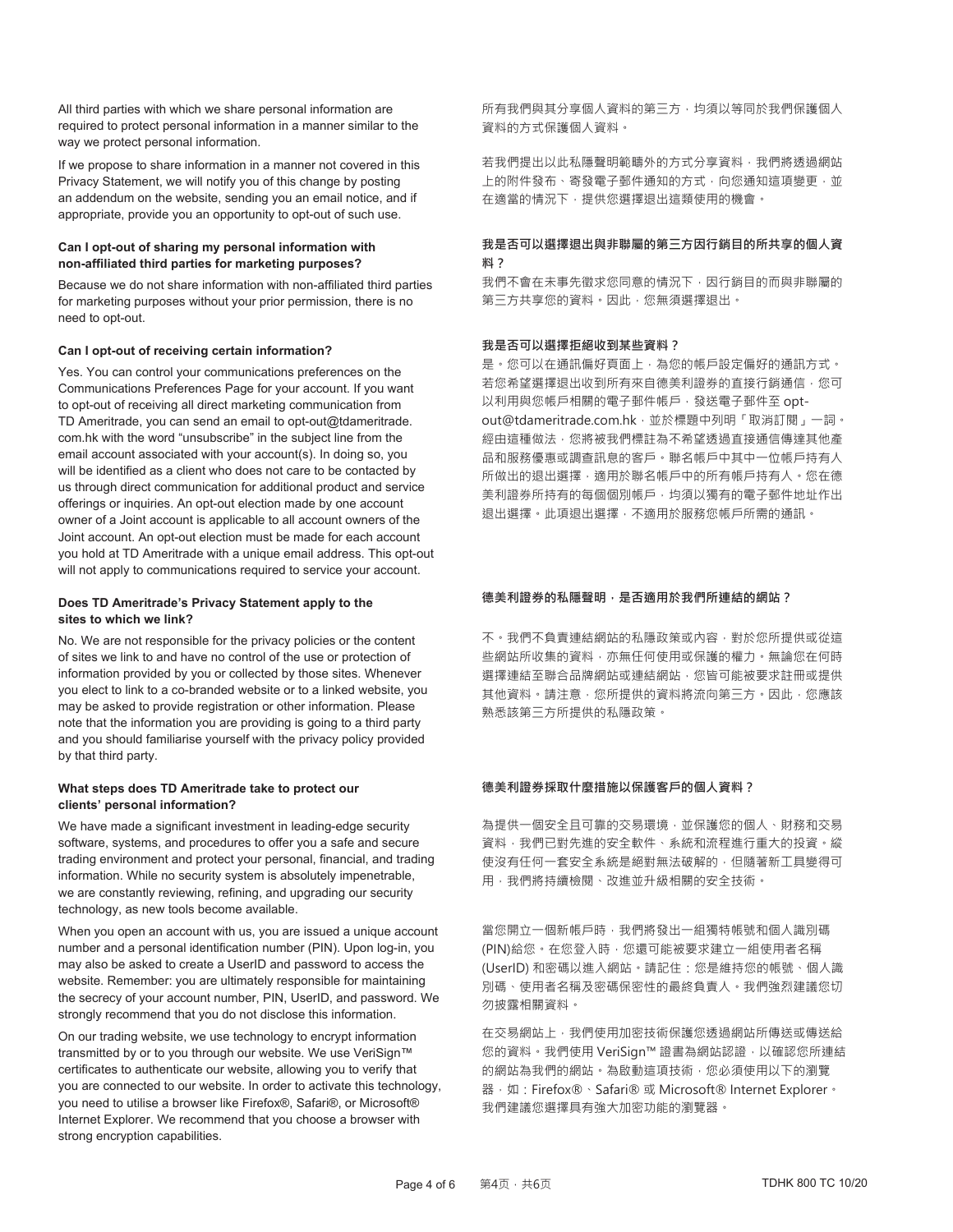All third parties with which we share personal information are required to protect personal information in a manner similar to the way we protect personal information.

If we propose to share information in a manner not covered in this Privacy Statement, we will notify you of this change by posting an addendum on the website, sending you an email notice, and if appropriate, provide you an opportunity to opt-out of such use.

**Can I opt-out of sharing my personal information with non-affiliated third parties for marketing purposes?**

Because we do not share information with non-affiliated third parties for marketing purposes without your prior permission, there is no need to opt-out.

**Can I opt-out of receiving certain information?**

Yes. You can control your communications preferences on the Communications Preferences Page for your account. If you want to opt-out of receiving all direct marketing communication from TD Ameritrade, you can send an email to opt-out@tdameritrade.com.hk with the word "unsubscribe" in the subject line from the email account associated with your account(s). In doing so, you will be identified as a client who does not care to be contacted by us through direct communication for additional product and service offerings or inquiries. An opt-out election made by one account owner of a Joint account is applicable to all account owners of the Joint account. An opt-out election must be made for each account you hold at TD Ameritrade with a unique email address. This opt-out will not apply to communications required to service your account.

**Does TD Ameritrade's Privacy Statement apply to the sites to which we link?**

No. We are not responsible for the privacy policies or the content of sites we link to and have no control of the use or protection of information provided by you or collected by those sites. Whenever you elect to link to a co-branded website or to a linked website, you may be asked to provide registration or other information. Please note that the information you are providing is going to a third party and you should familiarise yourself with the privacy policy provided by that third party.

**What steps does TD Ameritrade take to protect our clients' personal information?**

We have made a significant investment in leading-edge security software, systems, and procedures to offer you a safe and secure trading environment and protect your personal, financial, and trading information. While no security system is absolutely impenetrable, we are constantly reviewing, refining, and upgrading our security technology, as new tools become available.

When you open an account with us, you are issued a unique account number and a personal identification number (PIN). Upon log-in, you may also be asked to create a UserID and password to access the website. Remember: you are ultimately responsible for maintaining the secrecy of your account number, PIN, UserID, and password. We strongly recommend that you do not disclose this information.

On our trading website, we use technology to encrypt information transmitted by or to you through our website. We use VeriSign™ certificates to authenticate our website, allowing you to verify that you are connected to our website. In order to activate this technology, you need to utilise a browser like Firefox®, Safari®, or Microsoft® Internet Explorer. We recommend that you choose a browser with strong encryption capabilities.

所有我們與其分享個人資料的第三方，均須以等同於我們保護個人資料的方式保護個人資料。

若我們提出以此私隱聲明範疇外的方式分享資料，我們將透過網站上的附件發布、寄發電子郵件通知的方式，向您通知這項變更，並在適當的情況下，提供您選擇退出這類使用的機會。

**我是否可以選擇退出與非聯屬的第三方因行銷目的所共享的個人資料？**

我們不會在未事先徵求您同意的情況下，因行銷目的而與非聯屬的第三方共享您的資料。因此，您無須選擇退出。

**我是否可以選擇拒絕收到某些資料？**

是。您可以在通訊偏好頁面上，為您的帳戶設定偏好的通訊方式。若您希望選擇退出收到所有來自德美利證券的直接行銷通信，您可以利用與您帳戶相關的電子郵件帳戶，發送電子郵件至 opt-out@tdameritrade.com.hk，並於標題中列明「取消訂閱」一詞。經由這種做法，您將被我們標註為不希望透過直接通信傳達其他產品和服務優惠或調查訊息的客戶。聯名帳戶中其中一位帳戶持有人所做出的退出選擇，適用於聯名帳戶中的所有帳戶持有人。您在德美利證券所持有的每個個別帳戶，均須以獨有的電子郵件地址作出退出選擇。此項退出選擇，不適用於服務您帳戶所需的通訊。

**德美利證券的私隱聲明，是否適用於我們所連結的網站？**

不。我們不負責連結網站的私隱政策或內容，對於您所提供或從這些網站所收集的資料，亦無任何使用或保護的權力。無論您在何時選擇連結至聯合品牌網站或連結網站，您皆可能被要求註冊或提供其他資料。請注意，您所提供的資料將流向第三方。因此，您應該熟悉該第三方所提供的私隱政策。

**德美利證券採取什麼措施以保護客戶的個人資料？**

為提供一個安全且可靠的交易環境，並保護您的個人、財務和交易資料，我們已對先進的安全軟件、系統和流程進行重大的投資。縱使沒有任何一套安全系統是絕對無法破解的，但隨著新工具變得可用，我們將持續檢閱、改進並升級相關的安全技術。

當您開立一個新帳戶時，我們將發出一組獨特帳號和個人識別碼 (PIN)給您。在您登入時，您還可能被要求建立一組使用者名稱 (UserID) 和密碼以進入網站。請記住：您是維持您的帳號、個人識別碼、使用者名稱及密碼保密性的最終負責人。我們強烈建議您切勿披露相關資料。

在交易網站上，我們使用加密技術保護您透過網站所傳送或傳送給您的資料。我們使用 VeriSign™ 證書為網站認證，以確認您所連結的網站為我們的網站。為啟動這項技術，您必須使用以下的瀏覽器，如：Firefox®、Safari® 或 Microsoft® Internet Explorer。我們建議您選擇具有強大加密功能的瀏覽器。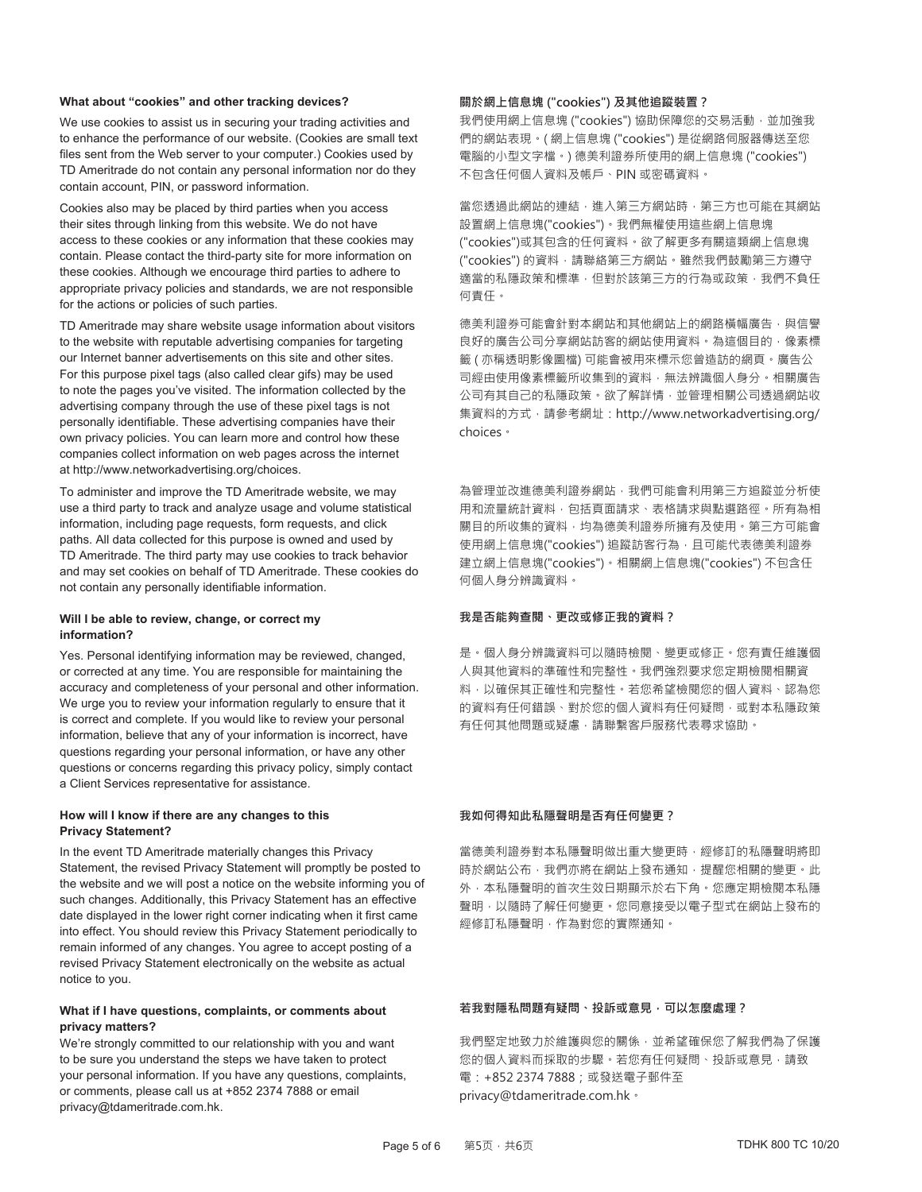### What about "cookies" and other tracking devices?

We use cookies to assist us in securing your trading activities and to enhance the performance of our website. (Cookies are small text files sent from the Web server to your computer.) Cookies used by TD Ameritrade do not contain any personal information nor do they contain account, PIN, or password information.

Cookies also may be placed by third parties when you access their sites through linking from this website. We do not have access to these cookies or any information that these cookies may contain. Please contact the third-party site for more information on these cookies. Although we encourage third parties to adhere to appropriate privacy policies and standards, we are not responsible for the actions or policies of such parties.

TD Ameritrade may share website usage information about visitors to the website with reputable advertising companies for targeting our Internet banner advertisements on this site and other sites. For this purpose pixel tags (also called clear gifs) may be used to note the pages you've visited. The information collected by the advertising company through the use of these pixel tags is not personally identifiable. These advertising companies have their own privacy policies. You can learn more and control how these companies collect information on web pages across the internet at http://www.networkadvertising.org/choices.

To administer and improve the TD Ameritrade website, we may use a third party to track and analyze usage and volume statistical information, including page requests, form requests, and click paths. All data collected for this purpose is owned and used by TD Ameritrade. The third party may use cookies to track behavior and may set cookies on behalf of TD Ameritrade. These cookies do not contain any personally identifiable information.

### Will I be able to review, change, or correct my information?

Yes. Personal identifying information may be reviewed, changed, or corrected at any time. You are responsible for maintaining the accuracy and completeness of your personal and other information. We urge you to review your information regularly to ensure that it is correct and complete. If you would like to review your personal information, believe that any of your information is incorrect, have questions regarding your personal information, or have any other questions or concerns regarding this privacy policy, simply contact a Client Services representative for assistance.

### How will I know if there are any changes to this Privacy Statement?

In the event TD Ameritrade materially changes this Privacy Statement, the revised Privacy Statement will promptly be posted to the website and we will post a notice on the website informing you of such changes. Additionally, this Privacy Statement has an effective date displayed in the lower right corner indicating when it first came into effect. You should review this Privacy Statement periodically to remain informed of any changes. You agree to accept posting of a revised Privacy Statement electronically on the website as actual notice to you.

### What if I have questions, complaints, or comments about privacy matters?

We're strongly committed to our relationship with you and want to be sure you understand the steps we have taken to protect your personal information. If you have any questions, complaints, or comments, please call us at +852 2374 7888 or email privacy@tdameritrade.com.hk.

### 關於網上信息塊 ("cookies") 及其他追蹤裝置？

我們使用網上信息塊 ("cookies") 協助保障您的交易活動，並加強我們的網站表現。( 網上信息塊 ("cookies") 是從網路伺服器傳送至您電腦的小型文字檔。) 德美利證券所使用的網上信息塊 ("cookies") 不包含任何個人資料及帳戶、PIN 或密碼資料。

當您透過此網站的連結，進入第三方網站時，第三方也可能在其網站設置網上信息塊("cookies")。我們無權使用這些網上信息塊("cookies")或其包含的任何資料。欲了解更多有關這類網上信息塊("cookies") 的資料，請聯絡第三方網站。雖然我們鼓勵第三方遵守適當的私隱政策和標準，但對於該第三方的行為或政策，我們不負任何責任。

德美利證券可能會針對本網站和其他網站上的網路橫幅廣告，與信譽良好的廣告公司分享網站訪客的網站使用資料。為這個目的，像素標籤 ( 亦稱透明影像圖檔) 可能會被用來標示您曾造訪的網頁。廣告公司經由使用像素標籤所收集到的資料，無法辨識個人身分。相關廣告公司有其自己的私隱政策。欲了解詳情，並管理相關公司透過網站收集資料的方式，請參考網址：http://www.networkadvertising.org/choices。

為管理並改進德美利證券網站，我們可能會利用第三方追蹤並分析使用和流量統計資料，包括頁面請求、表格請求與點選路徑。所有為相關目的所收集的資料，均為德美利證券所擁有及使用。第三方可能會使用網上信息塊("cookies") 追蹤訪客行為，且可能代表德美利證券建立網上信息塊("cookies")。相關網上信息塊("cookies") 不包含任何個人身分辨識資料。

### 我是否能夠查閱、更改或修正我的資料？

是。個人身分辨識資料可以隨時檢閱、變更或修正。您有責任維護個人與其他資料的準確性和完整性。我們強烈要求您定期檢閱相關資料，以確保其正確性和完整性。若您希望檢閱您的個人資料、認為您的資料有任何錯誤、對於您的個人資料有任何疑問，或對本私隱政策有任何其他問題或疑慮，請聯繫客戶服務代表尋求協助。

### 我如何得知此私隱聲明是否有任何變更？

當德美利證券對本私隱聲明做出重大變更時，經修訂的私隱聲明將即時於網站公布，我們亦將在網站上發布通知，提醒您相關的變更。此外，本私隱聲明的首次生效日期顯示於右下角。您應定期檢閱本私隱聲明，以隨時了解任何變更。您同意接受以電子型式在網站上發布的經修訂私隱聲明，作為對您的實際通知。

### 若我對隱私問題有疑問、投訴或意見，可以怎麼處理？

我們堅定地致力於維護與您的關係，並希望確保您了解我們為了保護您的個人資料而採取的步驟。若您有任何疑問、投訴或意見，請致電：+852 2374 7888；或發送電子郵件至 privacy@tdameritrade.com.hk。

TDHK 800 TC 10/20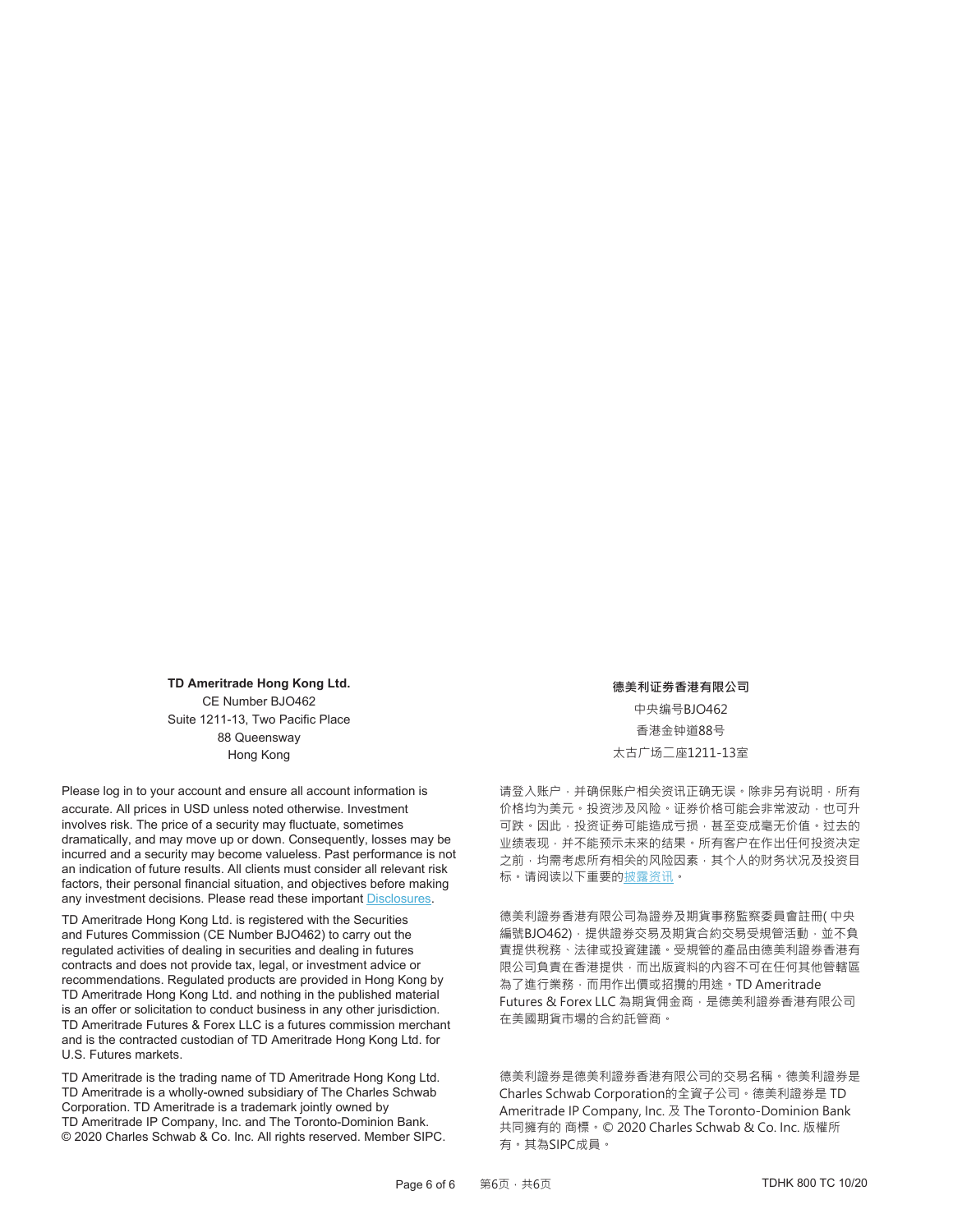**TD Ameritrade Hong Kong Ltd.**
CE Number BJO462
Suite 1211-13, Two Pacific Place
88 Queensway
Hong Kong

Please log in to your account and ensure all account information is accurate. All prices in USD unless noted otherwise. Investment involves risk. The price of a security may fluctuate, sometimes dramatically, and may move up or down. Consequently, losses may be incurred and a security may become valueless. Past performance is not an indication of future results. All clients must consider all relevant risk factors, their personal financial situation, and objectives before making any investment decisions. Please read these important Disclosures.

TD Ameritrade Hong Kong Ltd. is registered with the Securities and Futures Commission (CE Number BJO462) to carry out the regulated activities of dealing in securities and dealing in futures contracts and does not provide tax, legal, or investment advice or recommendations. Regulated products are provided in Hong Kong by TD Ameritrade Hong Kong Ltd. and nothing in the published material is an offer or solicitation to conduct business in any other jurisdiction. TD Ameritrade Futures & Forex LLC is a futures commission merchant and is the contracted custodian of TD Ameritrade Hong Kong Ltd. for U.S. Futures markets.

TD Ameritrade is the trading name of TD Ameritrade Hong Kong Ltd. TD Ameritrade is a wholly-owned subsidiary of The Charles Schwab Corporation. TD Ameritrade is a trademark jointly owned by TD Ameritrade IP Company, Inc. and The Toronto-Dominion Bank. © 2020 Charles Schwab & Co. Inc. All rights reserved. Member SIPC.

**德美利证券香港有限公司**
中央编号BJO462
香港金钟道88号
太古广场二座1211-13室

请登入账户，并确保账户相关资讯正确无误。除非另有说明，所有价格均为美元。投资涉及风险。证券价格可能会非常波动，也可升可跌。因此，投资证券可能造成亏损，甚至变成毫无价值。过去的业绩表现，并不能预示未来的结果。所有客户在作出任何投资决定之前，均需考虑所有相关的风险因素，其个人的财务状况及投资目标。请阅读以下重要的披露资讯。

德美利證券香港有限公司為證券及期貨事務監察委員會註冊(中央編號BJO462)，提供證券交易及期貨合約交易受規管活動，並不負責提供稅務、法律或投資建議。受規管的產品由德美利證券香港有限公司負責在香港提供，而出版資料的內容不可在任何其他管轄區為了進行業務，而用作出價或招攬的用途。TD Ameritrade Futures & Forex LLC 為期貨佣金商，是德美利證券香港有限公司在美國期貨市場的合約託管商。

德美利證券是德美利證券香港有限公司的交易名稱。德美利證券是Charles Schwab Corporation的全資子公司。德美利證券是 TD Ameritrade IP Company, Inc. 及 The Toronto-Dominion Bank 共同擁有的 商標。© 2020 Charles Schwab & Co. Inc. 版權所有。其為SIPC成員。

TDHK 800 TC 10/20